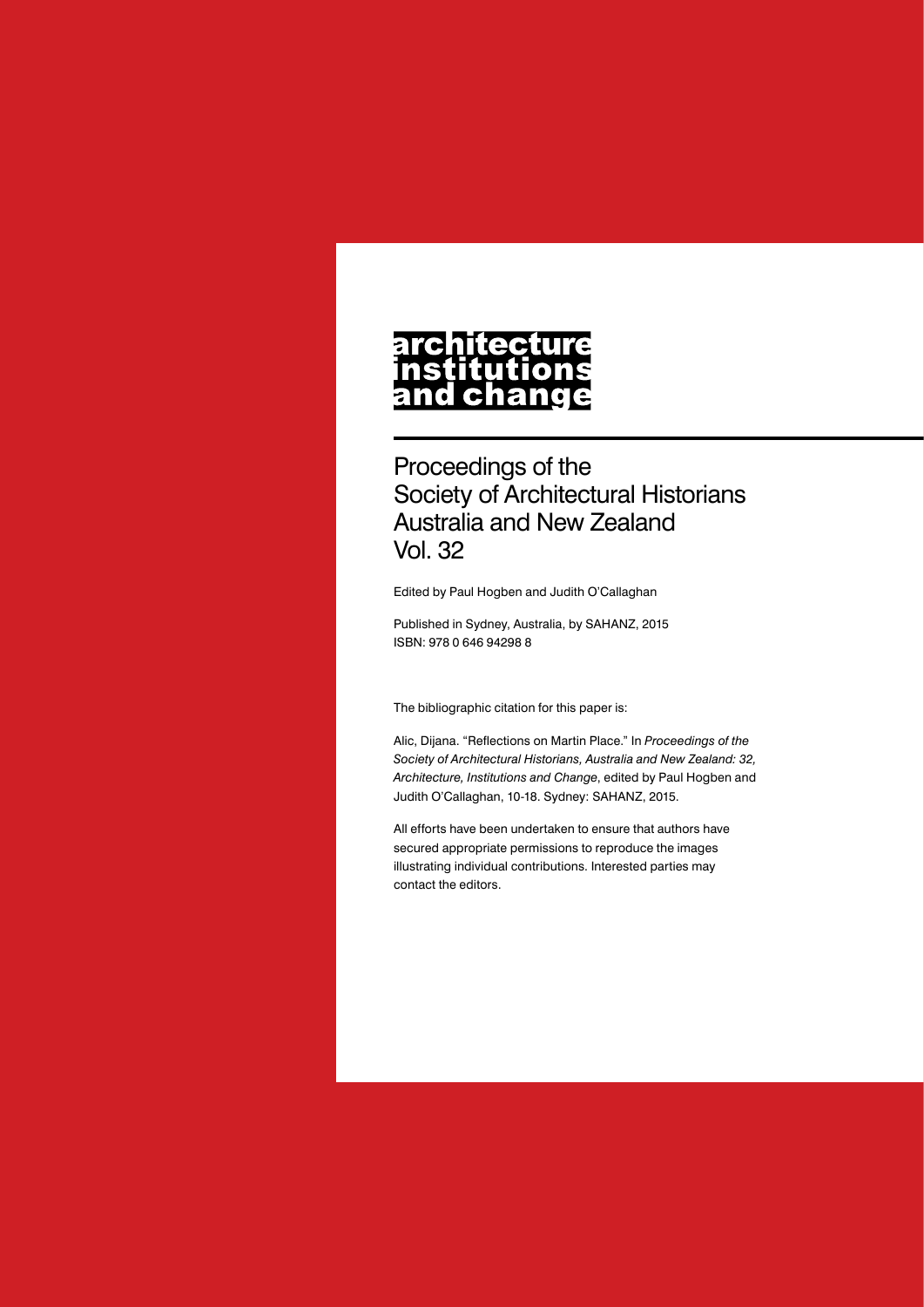# architecture institutions and change

## Proceedings of the Society of Architectural Historians Australia and New Zealand Vol. 32

Edited by Paul Hogben and Judith O'Callaghan

Published in Sydney, Australia, by SAHANZ, 2015
ISBN: 978 0 646 94298 8

The bibliographic citation for this paper is:

Alic, Dijana. "Reflections on Martin Place." In *Proceedings of the Society of Architectural Historians, Australia and New Zealand: 32, Architecture, Institutions and Change*, edited by Paul Hogben and Judith O'Callaghan, 10-18. Sydney: SAHANZ, 2015.

All efforts have been undertaken to ensure that authors have secured appropriate permissions to reproduce the images illustrating individual contributions. Interested parties may contact the editors.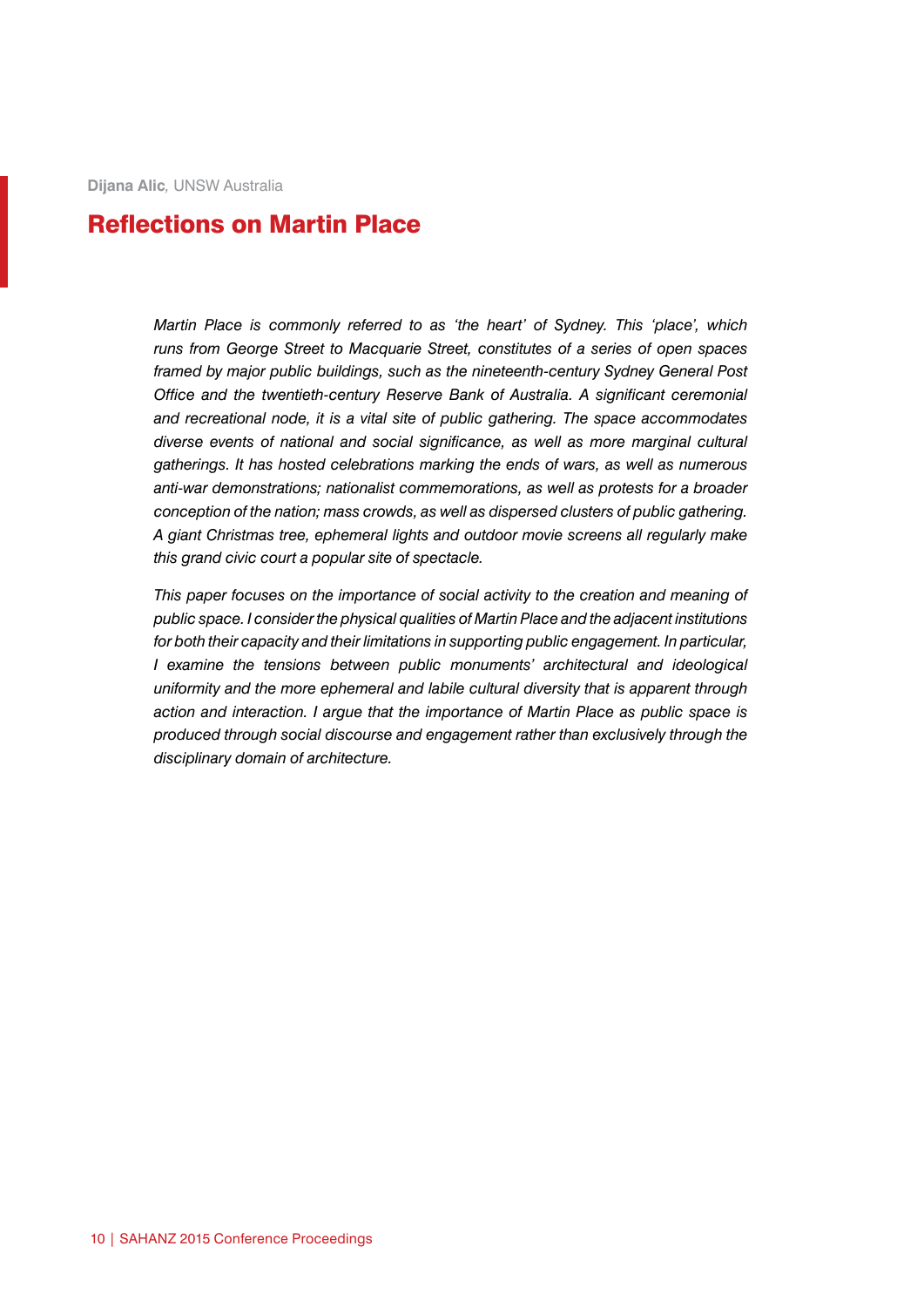**Dijana Alic**, UNSW Australia

# Reflections on Martin Place

*Martin Place is commonly referred to as 'the heart' of Sydney. This 'place', which runs from George Street to Macquarie Street, constitutes of a series of open spaces framed by major public buildings, such as the nineteenth-century Sydney General Post Office and the twentieth-century Reserve Bank of Australia. A significant ceremonial and recreational node, it is a vital site of public gathering. The space accommodates diverse events of national and social significance, as well as more marginal cultural gatherings. It has hosted celebrations marking the ends of wars, as well as numerous anti-war demonstrations; nationalist commemorations, as well as protests for a broader conception of the nation; mass crowds, as well as dispersed clusters of public gathering. A giant Christmas tree, ephemeral lights and outdoor movie screens all regularly make this grand civic court a popular site of spectacle.*

*This paper focuses on the importance of social activity to the creation and meaning of public space. I consider the physical qualities of Martin Place and the adjacent institutions for both their capacity and their limitations in supporting public engagement. In particular, I examine the tensions between public monuments' architectural and ideological uniformity and the more ephemeral and labile cultural diversity that is apparent through action and interaction. I argue that the importance of Martin Place as public space is produced through social discourse and engagement rather than exclusively through the disciplinary domain of architecture.*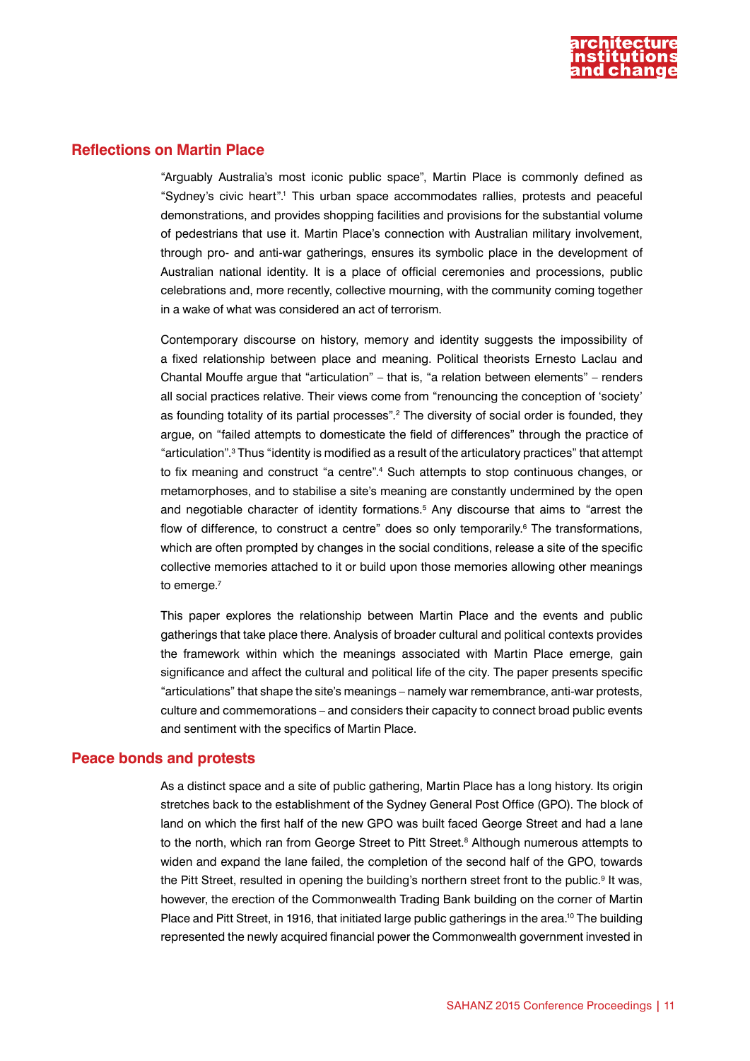## Reflections on Martin Place

"Arguably Australia's most iconic public space", Martin Place is commonly defined as "Sydney's civic heart".[1] This urban space accommodates rallies, protests and peaceful demonstrations, and provides shopping facilities and provisions for the substantial volume of pedestrians that use it. Martin Place's connection with Australian military involvement, through pro- and anti-war gatherings, ensures its symbolic place in the development of Australian national identity. It is a place of official ceremonies and processions, public celebrations and, more recently, collective mourning, with the community coming together in a wake of what was considered an act of terrorism.

Contemporary discourse on history, memory and identity suggests the impossibility of a fixed relationship between place and meaning. Political theorists Ernesto Laclau and Chantal Mouffe argue that "articulation" – that is, "a relation between elements" – renders all social practices relative. Their views come from "renouncing the conception of 'society' as founding totality of its partial processes".[2] The diversity of social order is founded, they argue, on "failed attempts to domesticate the field of differences" through the practice of "articulation".[3] Thus "identity is modified as a result of the articulatory practices" that attempt to fix meaning and construct "a centre".[4] Such attempts to stop continuous changes, or metamorphoses, and to stabilise a site's meaning are constantly undermined by the open and negotiable character of identity formations.[5] Any discourse that aims to "arrest the flow of difference, to construct a centre" does so only temporarily.[6] The transformations, which are often prompted by changes in the social conditions, release a site of the specific collective memories attached to it or build upon those memories allowing other meanings to emerge.[7]

This paper explores the relationship between Martin Place and the events and public gatherings that take place there. Analysis of broader cultural and political contexts provides the framework within which the meanings associated with Martin Place emerge, gain significance and affect the cultural and political life of the city. The paper presents specific "articulations" that shape the site's meanings – namely war remembrance, anti-war protests, culture and commemorations – and considers their capacity to connect broad public events and sentiment with the specifics of Martin Place.

## Peace bonds and protests

As a distinct space and a site of public gathering, Martin Place has a long history. Its origin stretches back to the establishment of the Sydney General Post Office (GPO). The block of land on which the first half of the new GPO was built faced George Street and had a lane to the north, which ran from George Street to Pitt Street.[8] Although numerous attempts to widen and expand the lane failed, the completion of the second half of the GPO, towards the Pitt Street, resulted in opening the building's northern street front to the public.[9] It was, however, the erection of the Commonwealth Trading Bank building on the corner of Martin Place and Pitt Street, in 1916, that initiated large public gatherings in the area.[10] The building represented the newly acquired financial power the Commonwealth government invested in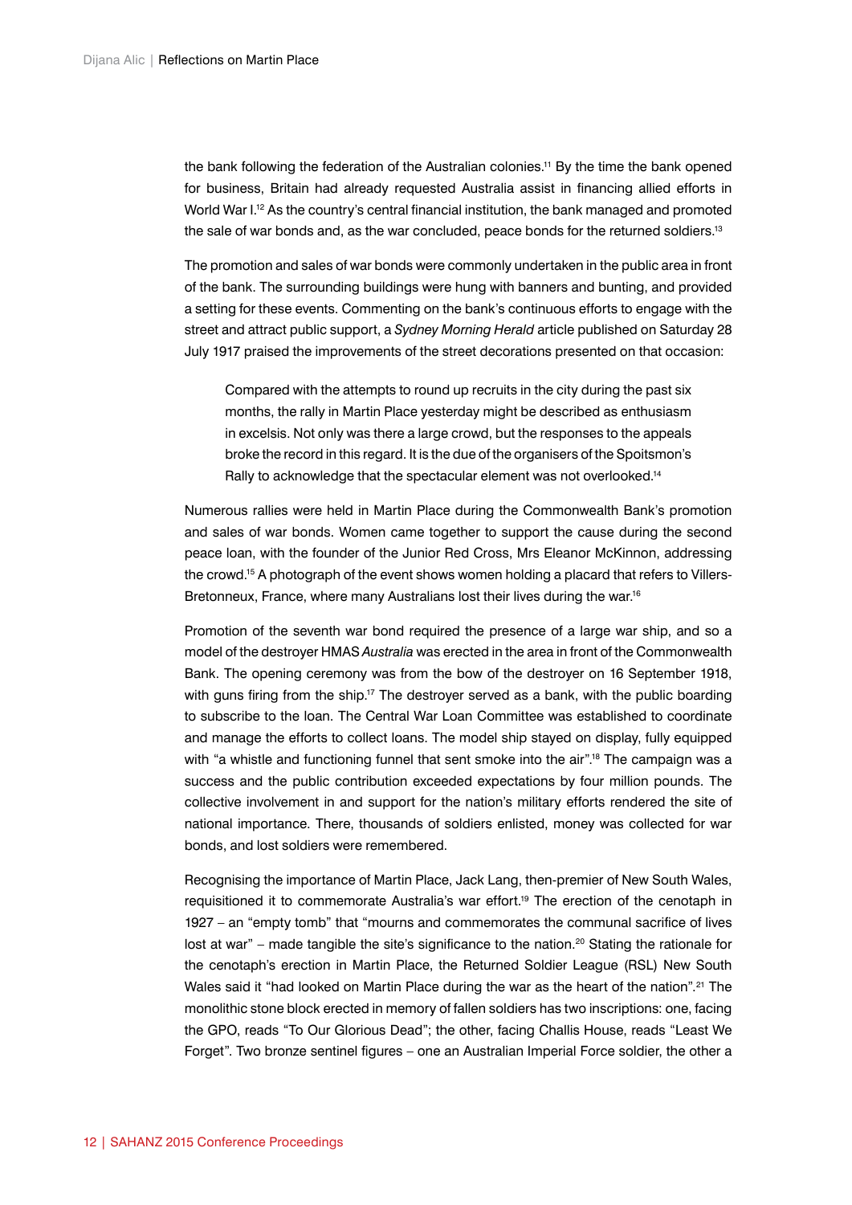the bank following the federation of the Australian colonies.[11] By the time the bank opened for business, Britain had already requested Australia assist in financing allied efforts in World War I.[12] As the country's central financial institution, the bank managed and promoted the sale of war bonds and, as the war concluded, peace bonds for the returned soldiers.[13]

The promotion and sales of war bonds were commonly undertaken in the public area in front of the bank. The surrounding buildings were hung with banners and bunting, and provided a setting for these events. Commenting on the bank's continuous efforts to engage with the street and attract public support, a *Sydney Morning Herald* article published on Saturday 28 July 1917 praised the improvements of the street decorations presented on that occasion:

> Compared with the attempts to round up recruits in the city during the past six months, the rally in Martin Place yesterday might be described as enthusiasm in excelsis. Not only was there a large crowd, but the responses to the appeals broke the record in this regard. It is the due of the organisers of the Spoitsmon's Rally to acknowledge that the spectacular element was not overlooked.[14]

Numerous rallies were held in Martin Place during the Commonwealth Bank's promotion and sales of war bonds. Women came together to support the cause during the second peace loan, with the founder of the Junior Red Cross, Mrs Eleanor McKinnon, addressing the crowd.[15] A photograph of the event shows women holding a placard that refers to Villers-Bretonneux, France, where many Australians lost their lives during the war.[16]

Promotion of the seventh war bond required the presence of a large war ship, and so a model of the destroyer HMAS *Australia* was erected in the area in front of the Commonwealth Bank. The opening ceremony was from the bow of the destroyer on 16 September 1918, with guns firing from the ship.[17] The destroyer served as a bank, with the public boarding to subscribe to the loan. The Central War Loan Committee was established to coordinate and manage the efforts to collect loans. The model ship stayed on display, fully equipped with "a whistle and functioning funnel that sent smoke into the air".[18] The campaign was a success and the public contribution exceeded expectations by four million pounds. The collective involvement in and support for the nation's military efforts rendered the site of national importance. There, thousands of soldiers enlisted, money was collected for war bonds, and lost soldiers were remembered.

Recognising the importance of Martin Place, Jack Lang, then-premier of New South Wales, requisitioned it to commemorate Australia's war effort.[19] The erection of the cenotaph in 1927 – an "empty tomb" that "mourns and commemorates the communal sacrifice of lives lost at war" – made tangible the site's significance to the nation.[20] Stating the rationale for the cenotaph's erection in Martin Place, the Returned Soldier League (RSL) New South Wales said it "had looked on Martin Place during the war as the heart of the nation".[21] The monolithic stone block erected in memory of fallen soldiers has two inscriptions: one, facing the GPO, reads "To Our Glorious Dead"; the other, facing Challis House, reads "Least We Forget". Two bronze sentinel figures – one an Australian Imperial Force soldier, the other a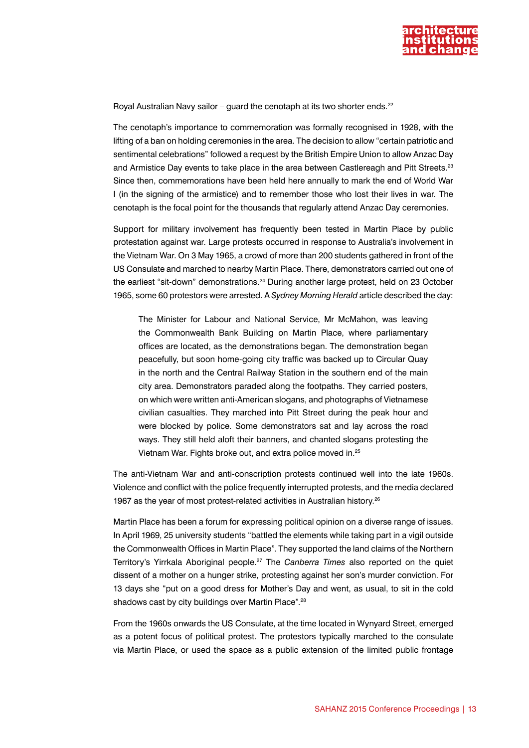Royal Australian Navy sailor – guard the cenotaph at its two shorter ends.[22]

The cenotaph's importance to commemoration was formally recognised in 1928, with the lifting of a ban on holding ceremonies in the area. The decision to allow "certain patriotic and sentimental celebrations" followed a request by the British Empire Union to allow Anzac Day and Armistice Day events to take place in the area between Castlereagh and Pitt Streets.[23] Since then, commemorations have been held here annually to mark the end of World War I (in the signing of the armistice) and to remember those who lost their lives in war. The cenotaph is the focal point for the thousands that regularly attend Anzac Day ceremonies.

Support for military involvement has frequently been tested in Martin Place by public protestation against war. Large protests occurred in response to Australia's involvement in the Vietnam War. On 3 May 1965, a crowd of more than 200 students gathered in front of the US Consulate and marched to nearby Martin Place. There, demonstrators carried out one of the earliest "sit-down" demonstrations.[24] During another large protest, held on 23 October 1965, some 60 protestors were arrested. A *Sydney Morning Herald* article described the day:

> The Minister for Labour and National Service, Mr McMahon, was leaving the Commonwealth Bank Building on Martin Place, where parliamentary offices are located, as the demonstrations began. The demonstration began peacefully, but soon home-going city traffic was backed up to Circular Quay in the north and the Central Railway Station in the southern end of the main city area. Demonstrators paraded along the footpaths. They carried posters, on which were written anti-American slogans, and photographs of Vietnamese civilian casualties. They marched into Pitt Street during the peak hour and were blocked by police. Some demonstrators sat and lay across the road ways. They still held aloft their banners, and chanted slogans protesting the Vietnam War. Fights broke out, and extra police moved in.[25]

The anti-Vietnam War and anti-conscription protests continued well into the late 1960s. Violence and conflict with the police frequently interrupted protests, and the media declared 1967 as the year of most protest-related activities in Australian history.[26]

Martin Place has been a forum for expressing political opinion on a diverse range of issues. In April 1969, 25 university students "battled the elements while taking part in a vigil outside the Commonwealth Offices in Martin Place". They supported the land claims of the Northern Territory's Yirrkala Aboriginal people.[27] The *Canberra Times* also reported on the quiet dissent of a mother on a hunger strike, protesting against her son's murder conviction. For 13 days she "put on a good dress for Mother's Day and went, as usual, to sit in the cold shadows cast by city buildings over Martin Place".[28]

From the 1960s onwards the US Consulate, at the time located in Wynyard Street, emerged as a potent focus of political protest. The protestors typically marched to the consulate via Martin Place, or used the space as a public extension of the limited public frontage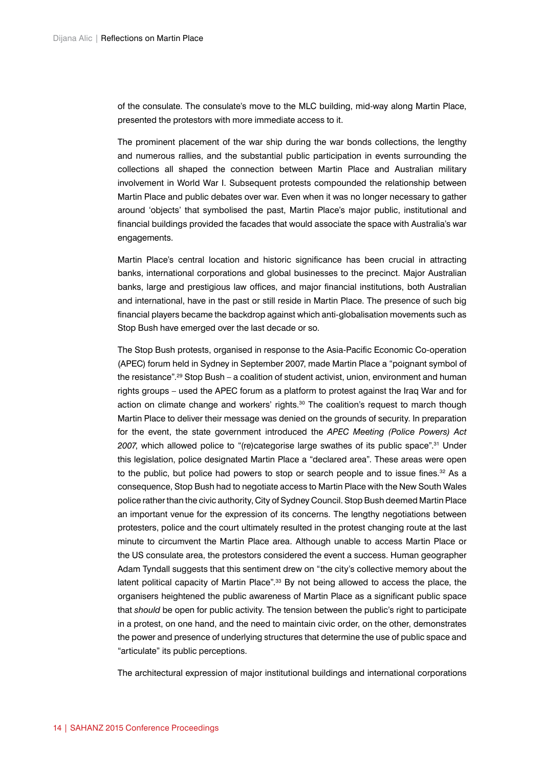of the consulate. The consulate's move to the MLC building, mid-way along Martin Place, presented the protestors with more immediate access to it.

The prominent placement of the war ship during the war bonds collections, the lengthy and numerous rallies, and the substantial public participation in events surrounding the collections all shaped the connection between Martin Place and Australian military involvement in World War I. Subsequent protests compounded the relationship between Martin Place and public debates over war. Even when it was no longer necessary to gather around 'objects' that symbolised the past, Martin Place's major public, institutional and financial buildings provided the facades that would associate the space with Australia's war engagements.

Martin Place's central location and historic significance has been crucial in attracting banks, international corporations and global businesses to the precinct. Major Australian banks, large and prestigious law offices, and major financial institutions, both Australian and international, have in the past or still reside in Martin Place. The presence of such big financial players became the backdrop against which anti-globalisation movements such as Stop Bush have emerged over the last decade or so.

The Stop Bush protests, organised in response to the Asia-Pacific Economic Co-operation (APEC) forum held in Sydney in September 2007, made Martin Place a "poignant symbol of the resistance".[29] Stop Bush – a coalition of student activist, union, environment and human rights groups – used the APEC forum as a platform to protest against the Iraq War and for action on climate change and workers' rights.[30] The coalition's request to march though Martin Place to deliver their message was denied on the grounds of security. In preparation for the event, the state government introduced the *APEC Meeting (Police Powers) Act 2007*, which allowed police to "(re)categorise large swathes of its public space".[31] Under this legislation, police designated Martin Place a "declared area". These areas were open to the public, but police had powers to stop or search people and to issue fines.[32] As a consequence, Stop Bush had to negotiate access to Martin Place with the New South Wales police rather than the civic authority, City of Sydney Council. Stop Bush deemed Martin Place an important venue for the expression of its concerns. The lengthy negotiations between protesters, police and the court ultimately resulted in the protest changing route at the last minute to circumvent the Martin Place area. Although unable to access Martin Place or the US consulate area, the protestors considered the event a success. Human geographer Adam Tyndall suggests that this sentiment drew on "the city's collective memory about the latent political capacity of Martin Place".[33] By not being allowed to access the place, the organisers heightened the public awareness of Martin Place as a significant public space that *should* be open for public activity. The tension between the public's right to participate in a protest, on one hand, and the need to maintain civic order, on the other, demonstrates the power and presence of underlying structures that determine the use of public space and "articulate" its public perceptions.

The architectural expression of major institutional buildings and international corporations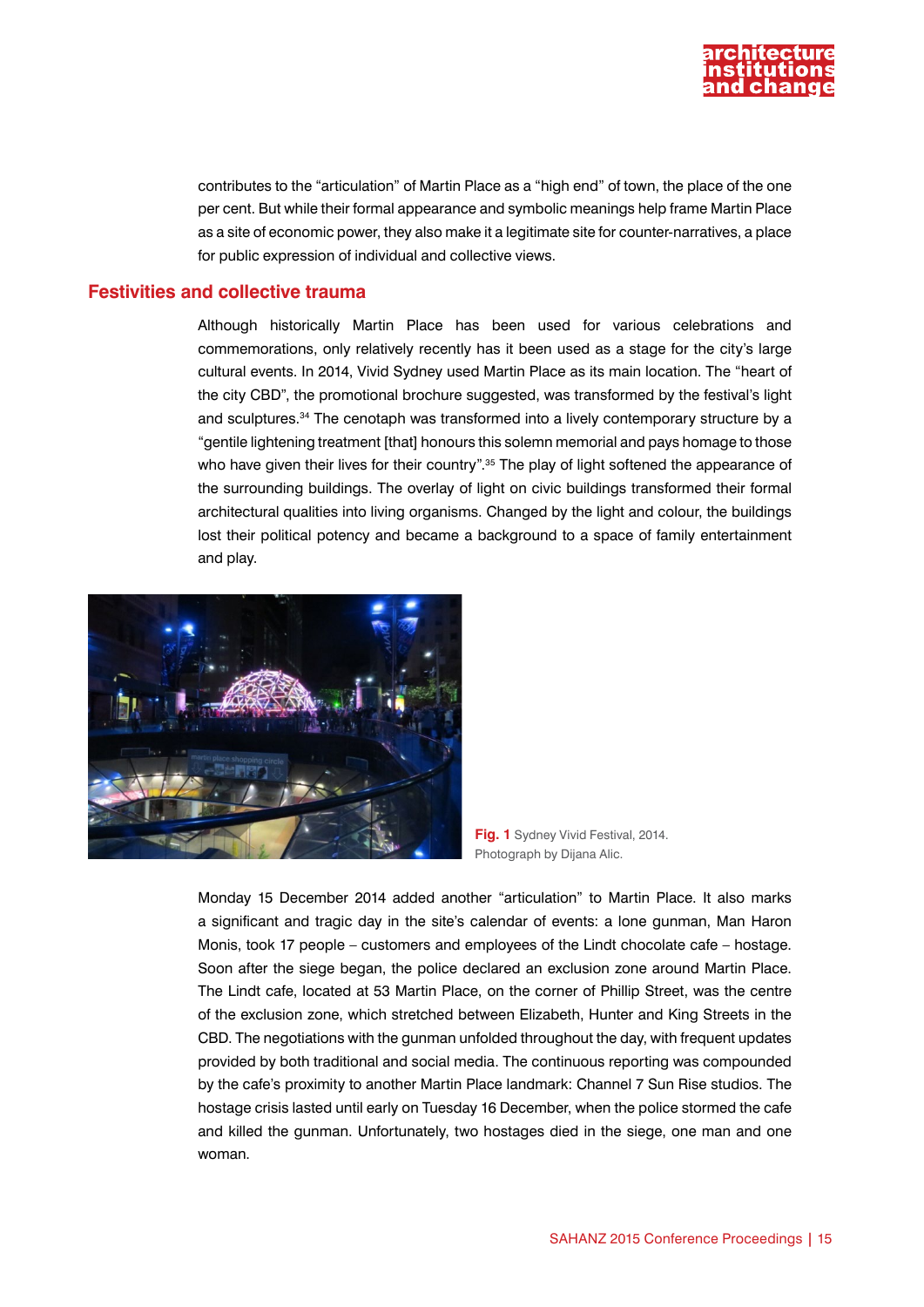contributes to the “articulation” of Martin Place as a “high end” of town, the place of the one per cent. But while their formal appearance and symbolic meanings help frame Martin Place as a site of economic power, they also make it a legitimate site for counter-narratives, a place for public expression of individual and collective views.

## Festivities and collective trauma

Although historically Martin Place has been used for various celebrations and commemorations, only relatively recently has it been used as a stage for the city's large cultural events. In 2014, Vivid Sydney used Martin Place as its main location. The “heart of the city CBD”, the promotional brochure suggested, was transformed by the festival's light and sculptures.[34] The cenotaph was transformed into a lively contemporary structure by a “gentile lightening treatment [that] honours this solemn memorial and pays homage to those who have given their lives for their country”.[35] The play of light softened the appearance of the surrounding buildings. The overlay of light on civic buildings transformed their formal architectural qualities into living organisms. Changed by the light and colour, the buildings lost their political potency and became a background to a space of family entertainment and play.

**Fig. 1** Sydney Vivid Festival, 2014. Photograph by Dijana Alic.

Monday 15 December 2014 added another “articulation” to Martin Place. It also marks a significant and tragic day in the site's calendar of events: a lone gunman, Man Haron Monis, took 17 people – customers and employees of the Lindt chocolate cafe – hostage. Soon after the siege began, the police declared an exclusion zone around Martin Place. The Lindt cafe, located at 53 Martin Place, on the corner of Phillip Street, was the centre of the exclusion zone, which stretched between Elizabeth, Hunter and King Streets in the CBD. The negotiations with the gunman unfolded throughout the day, with frequent updates provided by both traditional and social media. The continuous reporting was compounded by the cafe's proximity to another Martin Place landmark: Channel 7 Sun Rise studios. The hostage crisis lasted until early on Tuesday 16 December, when the police stormed the cafe and killed the gunman. Unfortunately, two hostages died in the siege, one man and one woman.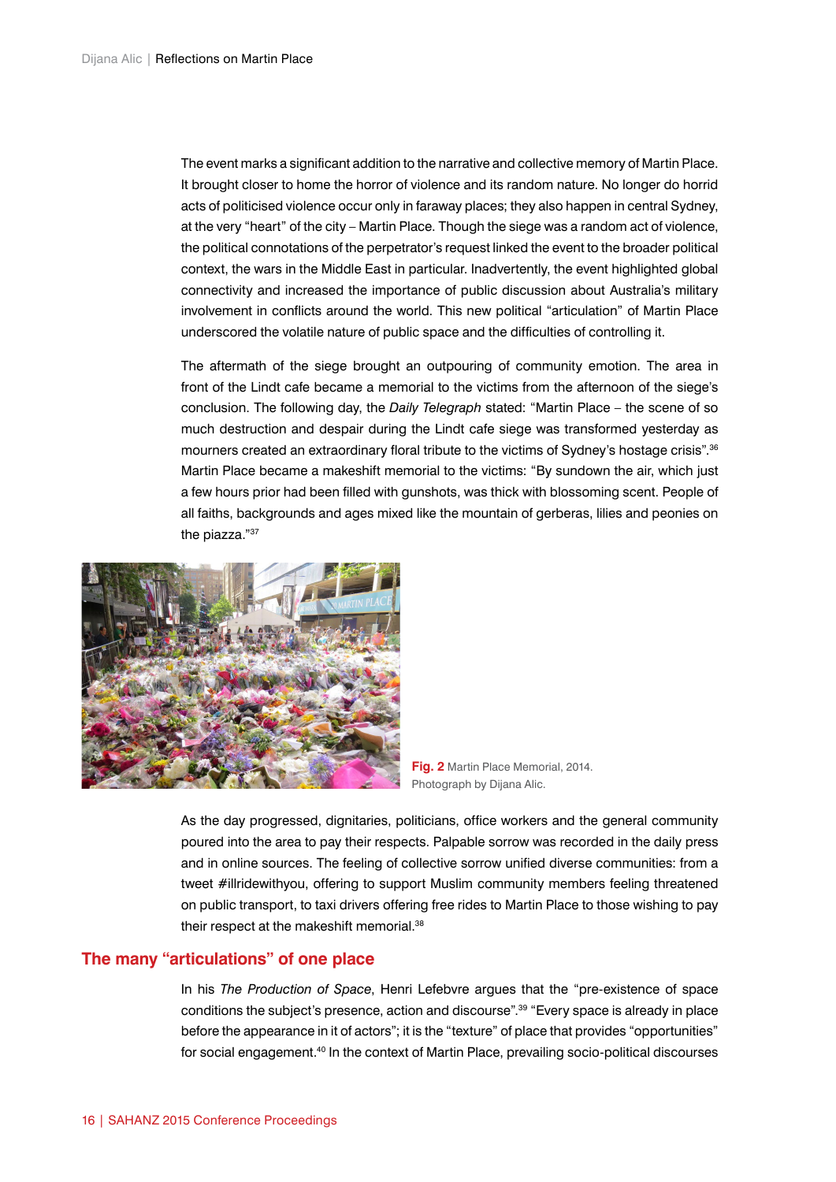The event marks a significant addition to the narrative and collective memory of Martin Place. It brought closer to home the horror of violence and its random nature. No longer do horrid acts of politicised violence occur only in faraway places; they also happen in central Sydney, at the very "heart" of the city – Martin Place. Though the siege was a random act of violence, the political connotations of the perpetrator's request linked the event to the broader political context, the wars in the Middle East in particular. Inadvertently, the event highlighted global connectivity and increased the importance of public discussion about Australia's military involvement in conflicts around the world. This new political "articulation" of Martin Place underscored the volatile nature of public space and the difficulties of controlling it.

The aftermath of the siege brought an outpouring of community emotion. The area in front of the Lindt cafe became a memorial to the victims from the afternoon of the siege's conclusion. The following day, the *Daily Telegraph* stated: "Martin Place – the scene of so much destruction and despair during the Lindt cafe siege was transformed yesterday as mourners created an extraordinary floral tribute to the victims of Sydney's hostage crisis".[36] Martin Place became a makeshift memorial to the victims: "By sundown the air, which just a few hours prior had been filled with gunshots, was thick with blossoming scent. People of all faiths, backgrounds and ages mixed like the mountain of gerberas, lilies and peonies on the piazza."[37]

**Fig. 2** Martin Place Memorial, 2014. Photograph by Dijana Alic.

As the day progressed, dignitaries, politicians, office workers and the general community poured into the area to pay their respects. Palpable sorrow was recorded in the daily press and in online sources. The feeling of collective sorrow unified diverse communities: from a tweet #illridewithyou, offering to support Muslim community members feeling threatened on public transport, to taxi drivers offering free rides to Martin Place to those wishing to pay their respect at the makeshift memorial.[38]

## The many "articulations" of one place

In his *The Production of Space*, Henri Lefebvre argues that the "pre-existence of space conditions the subject's presence, action and discourse".[39] "Every space is already in place before the appearance in it of actors"; it is the "texture" of place that provides "opportunities" for social engagement.[40] In the context of Martin Place, prevailing socio-political discourses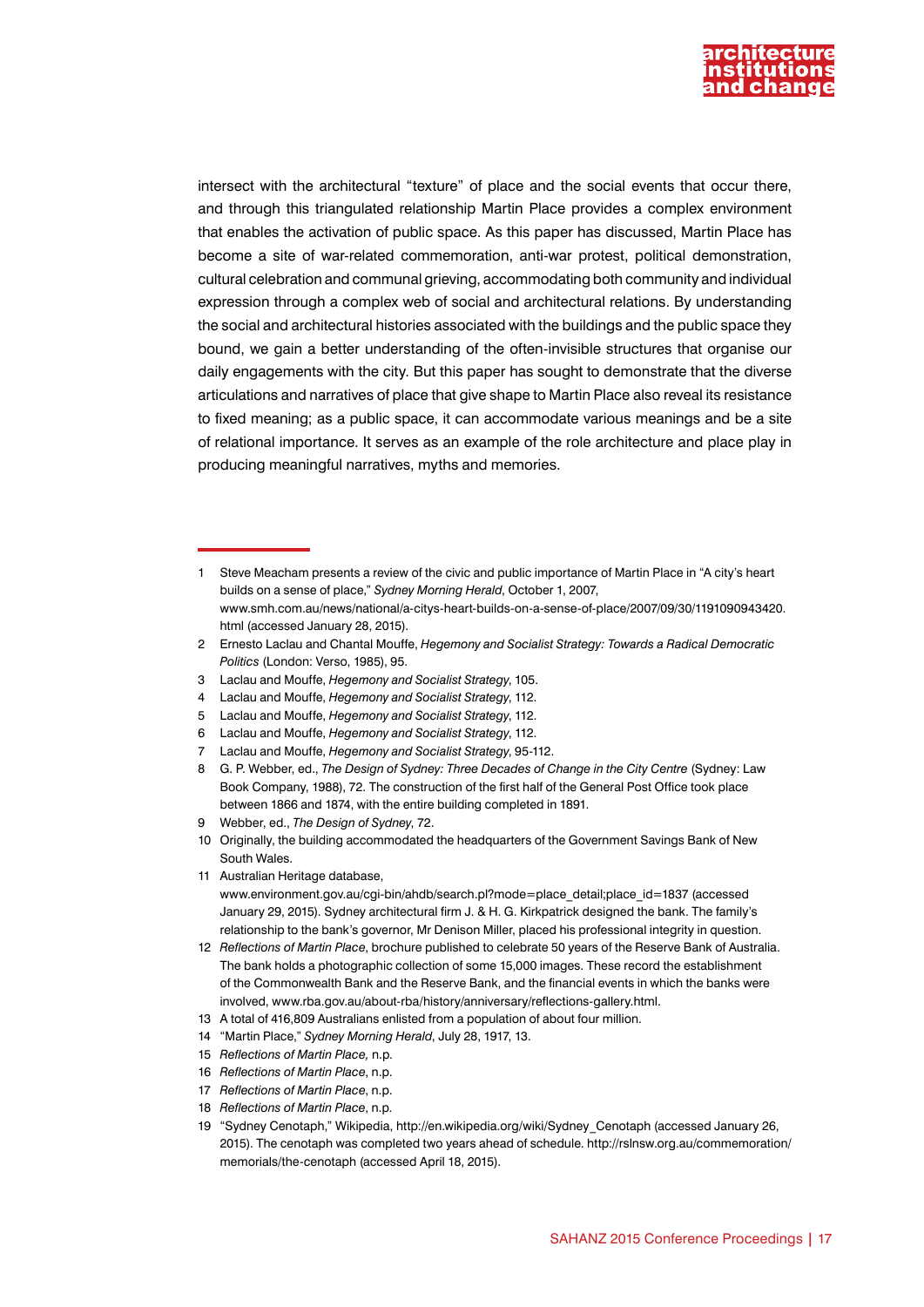intersect with the architectural "texture" of place and the social events that occur there, and through this triangulated relationship Martin Place provides a complex environment that enables the activation of public space. As this paper has discussed, Martin Place has become a site of war-related commemoration, anti-war protest, political demonstration, cultural celebration and communal grieving, accommodating both community and individual expression through a complex web of social and architectural relations. By understanding the social and architectural histories associated with the buildings and the public space they bound, we gain a better understanding of the often-invisible structures that organise our daily engagements with the city. But this paper has sought to demonstrate that the diverse articulations and narratives of place that give shape to Martin Place also reveal its resistance to fixed meaning; as a public space, it can accommodate various meanings and be a site of relational importance. It serves as an example of the role architecture and place play in producing meaningful narratives, myths and memories.

---

1 Steve Meacham presents a review of the civic and public importance of Martin Place in "A city's heart builds on a sense of place," *Sydney Morning Herald*, October 1, 2007, www.smh.com.au/news/national/a-citys-heart-builds-on-a-sense-of-place/2007/09/30/1191090943420.html (accessed January 28, 2015).

2 Ernesto Laclau and Chantal Mouffe, *Hegemony and Socialist Strategy: Towards a Radical Democratic Politics* (London: Verso, 1985), 95.

3 Laclau and Mouffe, *Hegemony and Socialist Strategy*, 105.

4 Laclau and Mouffe, *Hegemony and Socialist Strategy*, 112.

5 Laclau and Mouffe, *Hegemony and Socialist Strategy*, 112.

6 Laclau and Mouffe, *Hegemony and Socialist Strategy*, 112.

7 Laclau and Mouffe, *Hegemony and Socialist Strategy*, 95-112.

8 G. P. Webber, ed., *The Design of Sydney: Three Decades of Change in the City Centre* (Sydney: Law Book Company, 1988), 72. The construction of the first half of the General Post Office took place between 1866 and 1874, with the entire building completed in 1891.

9 Webber, ed., *The Design of Sydney*, 72.

10 Originally, the building accommodated the headquarters of the Government Savings Bank of New South Wales.

11 Australian Heritage database, www.environment.gov.au/cgi-bin/ahdb/search.pl?mode=place_detail;place_id=1837 (accessed January 29, 2015). Sydney architectural firm J. & H. G. Kirkpatrick designed the bank. The family's relationship to the bank's governor, Mr Denison Miller, placed his professional integrity in question.

12 *Reflections of Martin Place*, brochure published to celebrate 50 years of the Reserve Bank of Australia. The bank holds a photographic collection of some 15,000 images. These record the establishment of the Commonwealth Bank and the Reserve Bank, and the financial events in which the banks were involved, www.rba.gov.au/about-rba/history/anniversary/reflections-gallery.html.

13 A total of 416,809 Australians enlisted from a population of about four million.

14 "Martin Place," *Sydney Morning Herald*, July 28, 1917, 13.

15 *Reflections of Martin Place*, n.p.

16 *Reflections of Martin Place*, n.p.

17 *Reflections of Martin Place*, n.p.

18 *Reflections of Martin Place*, n.p.

19 "Sydney Cenotaph," Wikipedia, http://en.wikipedia.org/wiki/Sydney_Cenotaph (accessed January 26, 2015). The cenotaph was completed two years ahead of schedule. http://rslnsw.org.au/commemoration/memorials/the-cenotaph (accessed April 18, 2015).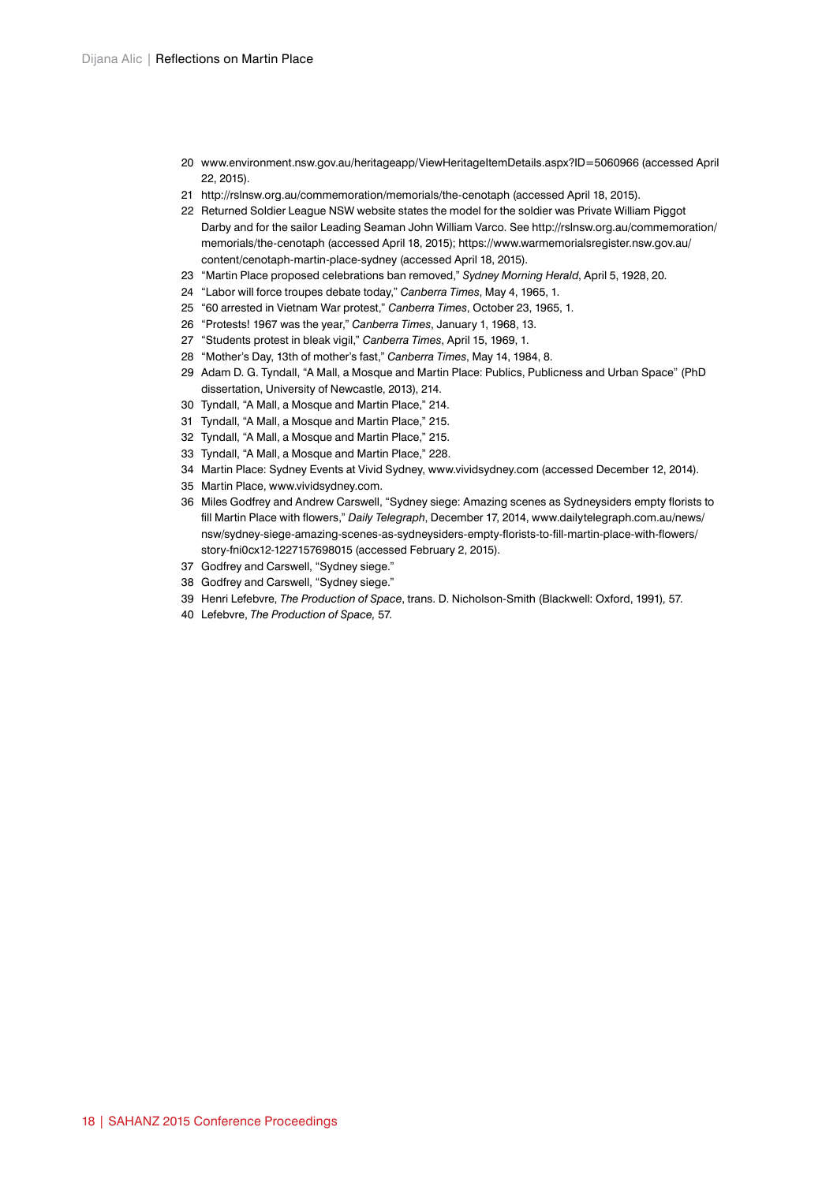20 www.environment.nsw.gov.au/heritageapp/ViewHeritageItemDetails.aspx?ID=5060966 (accessed April 22, 2015).

21 http://rslnsw.org.au/commemoration/memorials/the-cenotaph (accessed April 18, 2015).

22 Returned Soldier League NSW website states the model for the soldier was Private William Piggot Darby and for the sailor Leading Seaman John William Varco. See http://rslnsw.org.au/commemoration/memorials/the-cenotaph (accessed April 18, 2015); https://www.warmemorialsregister.nsw.gov.au/content/cenotaph-martin-place-sydney (accessed April 18, 2015).

23 "Martin Place proposed celebrations ban removed," *Sydney Morning Herald*, April 5, 1928, 20.

24 "Labor will force troupes debate today," *Canberra Times*, May 4, 1965, 1.

25 "60 arrested in Vietnam War protest," *Canberra Times*, October 23, 1965, 1.

26 "Protests! 1967 was the year," *Canberra Times*, January 1, 1968, 13.

27 "Students protest in bleak vigil," *Canberra Times*, April 15, 1969, 1.

28 "Mother's Day, 13th of mother's fast," *Canberra Times*, May 14, 1984, 8.

29 Adam D. G. Tyndall, "A Mall, a Mosque and Martin Place: Publics, Publicness and Urban Space" (PhD dissertation, University of Newcastle, 2013), 214.

30 Tyndall, "A Mall, a Mosque and Martin Place," 214.

31 Tyndall, "A Mall, a Mosque and Martin Place," 215.

32 Tyndall, "A Mall, a Mosque and Martin Place," 215.

33 Tyndall, "A Mall, a Mosque and Martin Place," 228.

34 Martin Place: Sydney Events at Vivid Sydney, www.vividsydney.com (accessed December 12, 2014).

35 Martin Place, www.vividsydney.com.

36 Miles Godfrey and Andrew Carswell, "Sydney siege: Amazing scenes as Sydneysiders empty florists to fill Martin Place with flowers," *Daily Telegraph*, December 17, 2014, www.dailytelegraph.com.au/news/nsw/sydney-siege-amazing-scenes-as-sydneysiders-empty-florists-to-fill-martin-place-with-flowers/story-fni0cx12-1227157698015 (accessed February 2, 2015).

37 Godfrey and Carswell, "Sydney siege."

38 Godfrey and Carswell, "Sydney siege."

39 Henri Lefebvre, *The Production of Space*, trans. D. Nicholson-Smith (Blackwell: Oxford, 1991), 57.

40 Lefebvre, *The Production of Space,* 57.